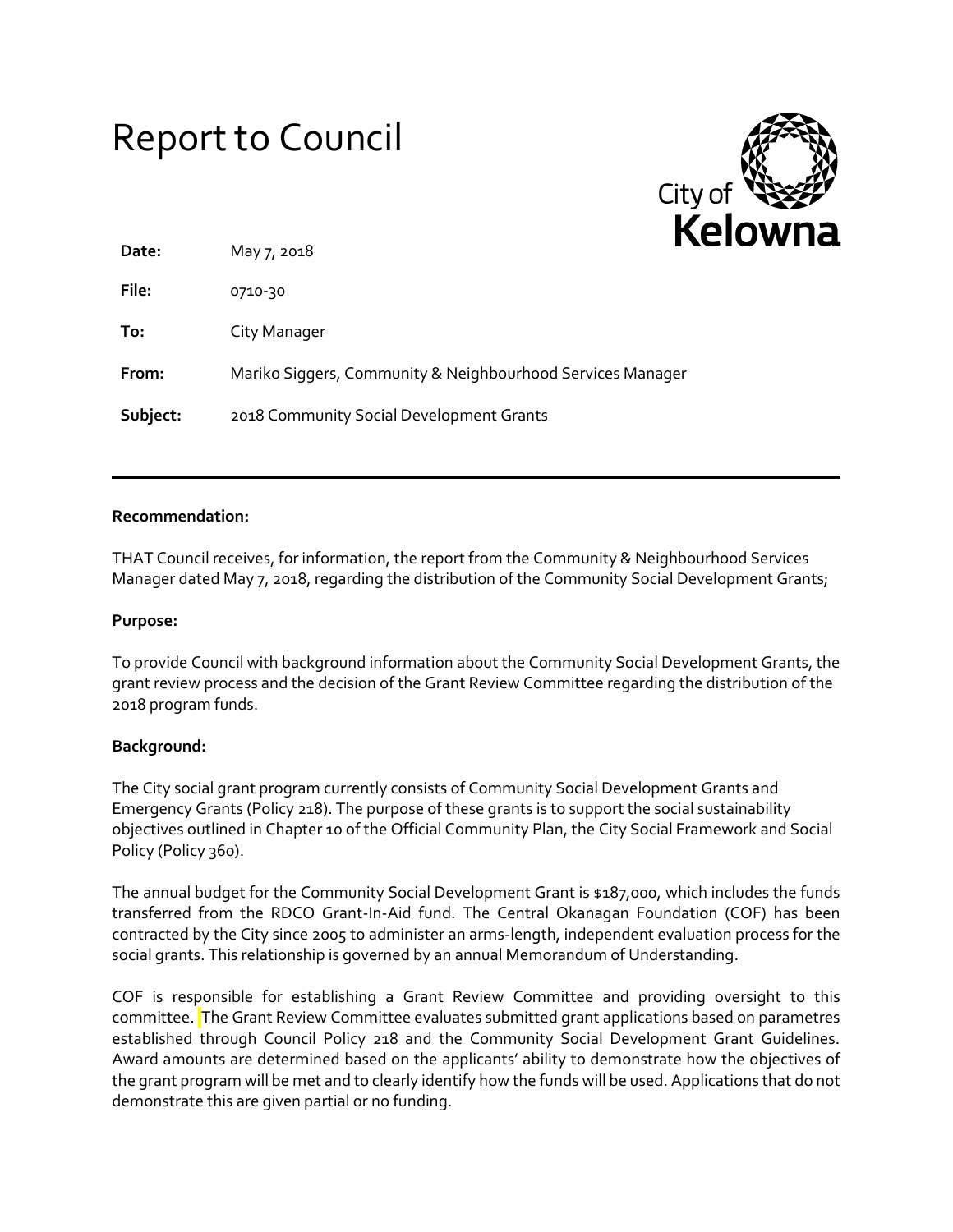# Report to Council

City of Kelowna

| | |
|---|---|
| **Date:** | May 7, 2018 |
| **File:** | 0710-30 |
| **To:** | City Manager |
| **From:** | Mariko Siggers, Community & Neighbourhood Services Manager |
| **Subject:** | 2018 Community Social Development Grants |

---

**Recommendation:**

THAT Council receives, for information, the report from the Community & Neighbourhood Services Manager dated May 7, 2018, regarding the distribution of the Community Social Development Grants;

**Purpose:**

To provide Council with background information about the Community Social Development Grants, the grant review process and the decision of the Grant Review Committee regarding the distribution of the 2018 program funds.

**Background:**

The City social grant program currently consists of Community Social Development Grants and Emergency Grants (Policy 218). The purpose of these grants is to support the social sustainability objectives outlined in Chapter 10 of the Official Community Plan, the City Social Framework and Social Policy (Policy 360).

The annual budget for the Community Social Development Grant is $187,000, which includes the funds transferred from the RDCO Grant-In-Aid fund. The Central Okanagan Foundation (COF) has been contracted by the City since 2005 to administer an arms-length, independent evaluation process for the social grants. This relationship is governed by an annual Memorandum of Understanding.

COF is responsible for establishing a Grant Review Committee and providing oversight to this committee. The Grant Review Committee evaluates submitted grant applications based on parametres established through Council Policy 218 and the Community Social Development Grant Guidelines. Award amounts are determined based on the applicants' ability to demonstrate how the objectives of the grant program will be met and to clearly identify how the funds will be used. Applications that do not demonstrate this are given partial or no funding.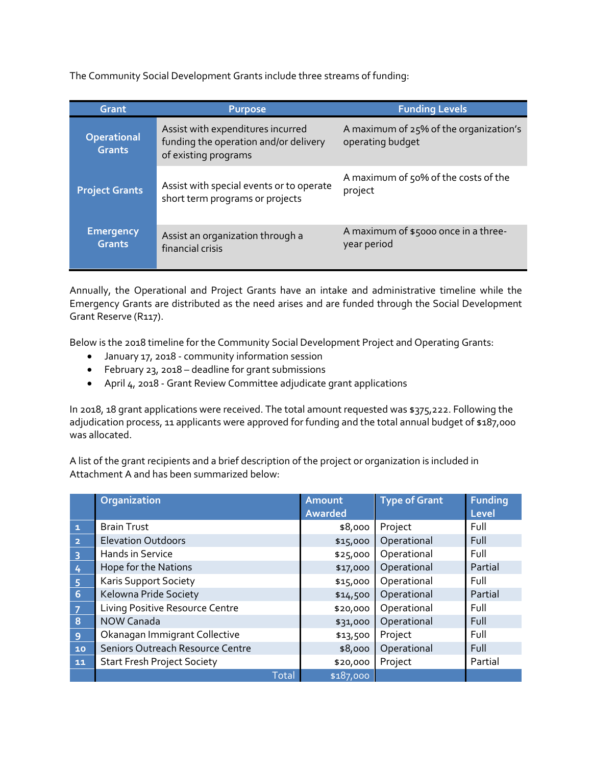The Community Social Development Grants include three streams of funding:

| Grant | Purpose | Funding Levels |
| --- | --- | --- |
| **Operational Grants** | Assist with expenditures incurred funding the operation and/or delivery of existing programs | A maximum of 25% of the organization's operating budget |
| **Project Grants** | Assist with special events or to operate short term programs or projects | A maximum of 50% of the costs of the project |
| **Emergency Grants** | Assist an organization through a financial crisis | A maximum of $5000 once in a three-year period |

Annually, the Operational and Project Grants have an intake and administrative timeline while the Emergency Grants are distributed as the need arises and are funded through the Social Development Grant Reserve (R117).

Below is the 2018 timeline for the Community Social Development Project and Operating Grants:

- January 17, 2018 - community information session
- February 23, 2018 – deadline for grant submissions
- April 4, 2018 - Grant Review Committee adjudicate grant applications

In 2018, 18 grant applications were received. The total amount requested was $375,222. Following the adjudication process, 11 applicants were approved for funding and the total annual budget of $187,000 was allocated.

A list of the grant recipients and a brief description of the project or organization is included in Attachment A and has been summarized below:

| | Organization | Amount Awarded | Type of Grant | Funding Level |
| --- | --- | --- | --- | --- |
| 1 | Brain Trust | $8,000 | Project | Full |
| 2 | Elevation Outdoors | $15,000 | Operational | Full |
| 3 | Hands in Service | $25,000 | Operational | Full |
| 4 | Hope for the Nations | $17,000 | Operational | Partial |
| 5 | Karis Support Society | $15,000 | Operational | Full |
| 6 | Kelowna Pride Society | $14,500 | Operational | Partial |
| 7 | Living Positive Resource Centre | $20,000 | Operational | Full |
| 8 | NOW Canada | $31,000 | Operational | Full |
| 9 | Okanagan Immigrant Collective | $13,500 | Project | Full |
| 10 | Seniors Outreach Resource Centre | $8,000 | Operational | Full |
| 11 | Start Fresh Project Society | $20,000 | Project | Partial |
| | Total | $187,000 | | |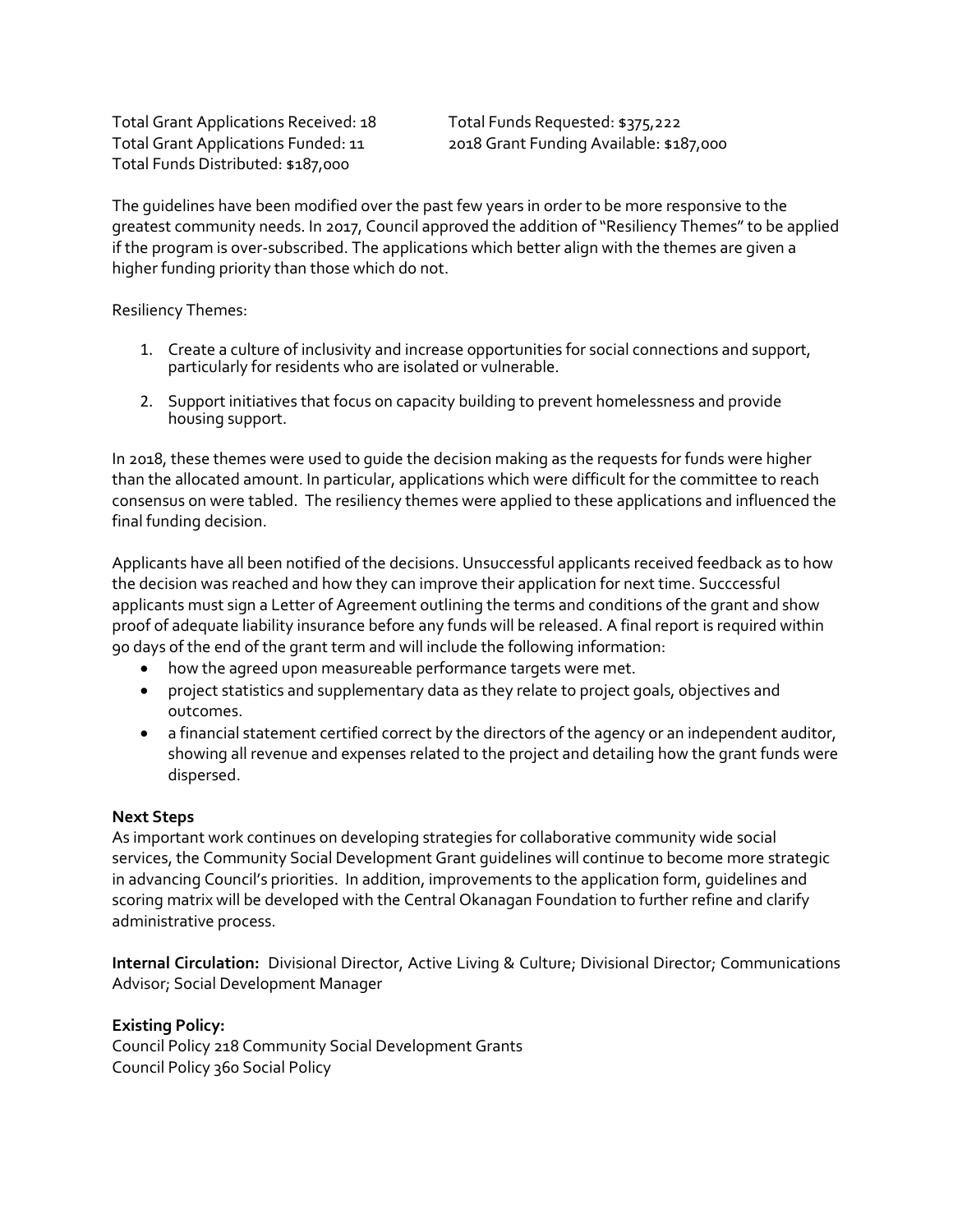Total Grant Applications Received: 18
Total Grant Applications Funded: 11
Total Funds Distributed: $187,000

Total Funds Requested: $375,222
2018 Grant Funding Available: $187,000

The guidelines have been modified over the past few years in order to be more responsive to the greatest community needs. In 2017, Council approved the addition of "Resiliency Themes" to be applied if the program is over-subscribed. The applications which better align with the themes are given a higher funding priority than those which do not.

Resiliency Themes:

1. Create a culture of inclusivity and increase opportunities for social connections and support, particularly for residents who are isolated or vulnerable.

2. Support initiatives that focus on capacity building to prevent homelessness and provide housing support.

In 2018, these themes were used to guide the decision making as the requests for funds were higher than the allocated amount. In particular, applications which were difficult for the committee to reach consensus on were tabled. The resiliency themes were applied to these applications and influenced the final funding decision.

Applicants have all been notified of the decisions. Unsuccessful applicants received feedback as to how the decision was reached and how they can improve their application for next time. Succcessful applicants must sign a Letter of Agreement outlining the terms and conditions of the grant and show proof of adequate liability insurance before any funds will be released. A final report is required within 90 days of the end of the grant term and will include the following information:

- how the agreed upon measureable performance targets were met.
- project statistics and supplementary data as they relate to project goals, objectives and outcomes.
- a financial statement certified correct by the directors of the agency or an independent auditor, showing all revenue and expenses related to the project and detailing how the grant funds were dispersed.

**Next Steps**
As important work continues on developing strategies for collaborative community wide social services, the Community Social Development Grant guidelines will continue to become more strategic in advancing Council's priorities. In addition, improvements to the application form, guidelines and scoring matrix will be developed with the Central Okanagan Foundation to further refine and clarify administrative process.

**Internal Circulation:** Divisional Director, Active Living & Culture; Divisional Director; Communications Advisor; Social Development Manager

**Existing Policy:**
Council Policy 218 Community Social Development Grants
Council Policy 360 Social Policy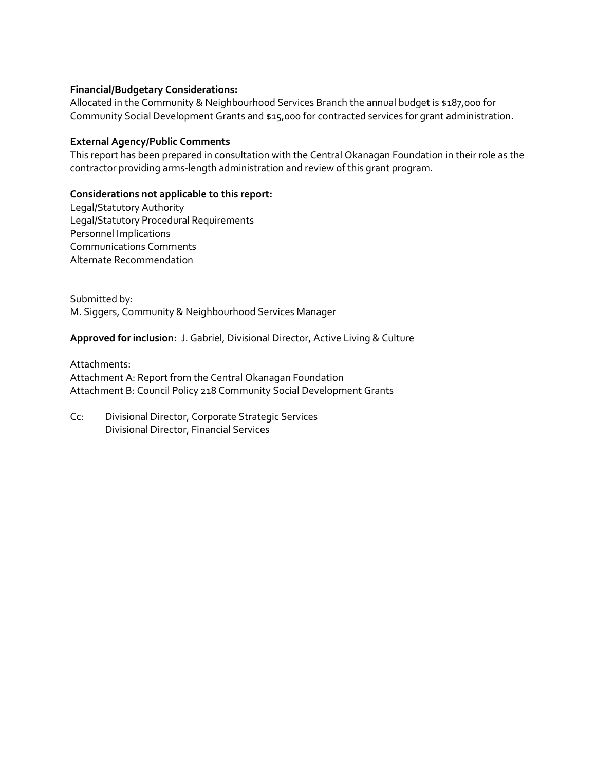**Financial/Budgetary Considerations:**
Allocated in the Community & Neighbourhood Services Branch the annual budget is $187,000 for Community Social Development Grants and $15,000 for contracted services for grant administration.

**External Agency/Public Comments**
This report has been prepared in consultation with the Central Okanagan Foundation in their role as the contractor providing arms-length administration and review of this grant program.

**Considerations not applicable to this report:**
Legal/Statutory Authority
Legal/Statutory Procedural Requirements
Personnel Implications
Communications Comments
Alternate Recommendation

Submitted by:
M. Siggers, Community & Neighbourhood Services Manager

**Approved for inclusion:** J. Gabriel, Divisional Director, Active Living & Culture

Attachments:
Attachment A: Report from the Central Okanagan Foundation
Attachment B: Council Policy 218 Community Social Development Grants

Cc: Divisional Director, Corporate Strategic Services
Divisional Director, Financial Services